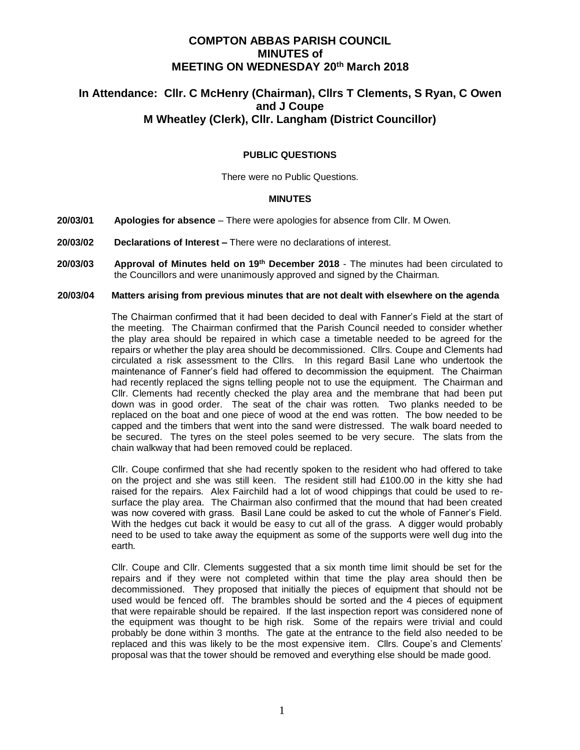# COMPTON ABBAS PARISH COUNCIL
# MINUTES of
# MEETING ON WEDNESDAY 20th March 2018

## In Attendance: Cllr. C McHenry (Chairman), Cllrs T Clements, S Ryan, C Owen and J Coupe
## M Wheatley (Clerk), Cllr. Langham (District Councillor)

### PUBLIC QUESTIONS

There were no Public Questions.

### MINUTES

**20/03/01** **Apologies for absence** – There were apologies for absence from Cllr. M Owen.

**20/03/02** **Declarations of Interest –** There were no declarations of interest.

**20/03/03** **Approval of Minutes held on 19th December 2018** - The minutes had been circulated to the Councillors and were unanimously approved and signed by the Chairman.

**20/03/04** **Matters arising from previous minutes that are not dealt with elsewhere on the agenda**

The Chairman confirmed that it had been decided to deal with Fanner's Field at the start of the meeting. The Chairman confirmed that the Parish Council needed to consider whether the play area should be repaired in which case a timetable needed to be agreed for the repairs or whether the play area should be decommissioned. Cllrs. Coupe and Clements had circulated a risk assessment to the Cllrs. In this regard Basil Lane who undertook the maintenance of Fanner's field had offered to decommission the equipment. The Chairman had recently replaced the signs telling people not to use the equipment. The Chairman and Cllr. Clements had recently checked the play area and the membrane that had been put down was in good order. The seat of the chair was rotten. Two planks needed to be replaced on the boat and one piece of wood at the end was rotten. The bow needed to be capped and the timbers that went into the sand were distressed. The walk board needed to be secured. The tyres on the steel poles seemed to be very secure. The slats from the chain walkway that had been removed could be replaced.

Cllr. Coupe confirmed that she had recently spoken to the resident who had offered to take on the project and she was still keen. The resident still had £100.00 in the kitty she had raised for the repairs. Alex Fairchild had a lot of wood chippings that could be used to re-surface the play area. The Chairman also confirmed that the mound that had been created was now covered with grass. Basil Lane could be asked to cut the whole of Fanner's Field. With the hedges cut back it would be easy to cut all of the grass. A digger would probably need to be used to take away the equipment as some of the supports were well dug into the earth.

Cllr. Coupe and Cllr. Clements suggested that a six month time limit should be set for the repairs and if they were not completed within that time the play area should then be decommissioned. They proposed that initially the pieces of equipment that should not be used would be fenced off. The brambles should be sorted and the 4 pieces of equipment that were repairable should be repaired. If the last inspection report was considered none of the equipment was thought to be high risk. Some of the repairs were trivial and could probably be done within 3 months. The gate at the entrance to the field also needed to be replaced and this was likely to be the most expensive item. Cllrs. Coupe's and Clements' proposal was that the tower should be removed and everything else should be made good.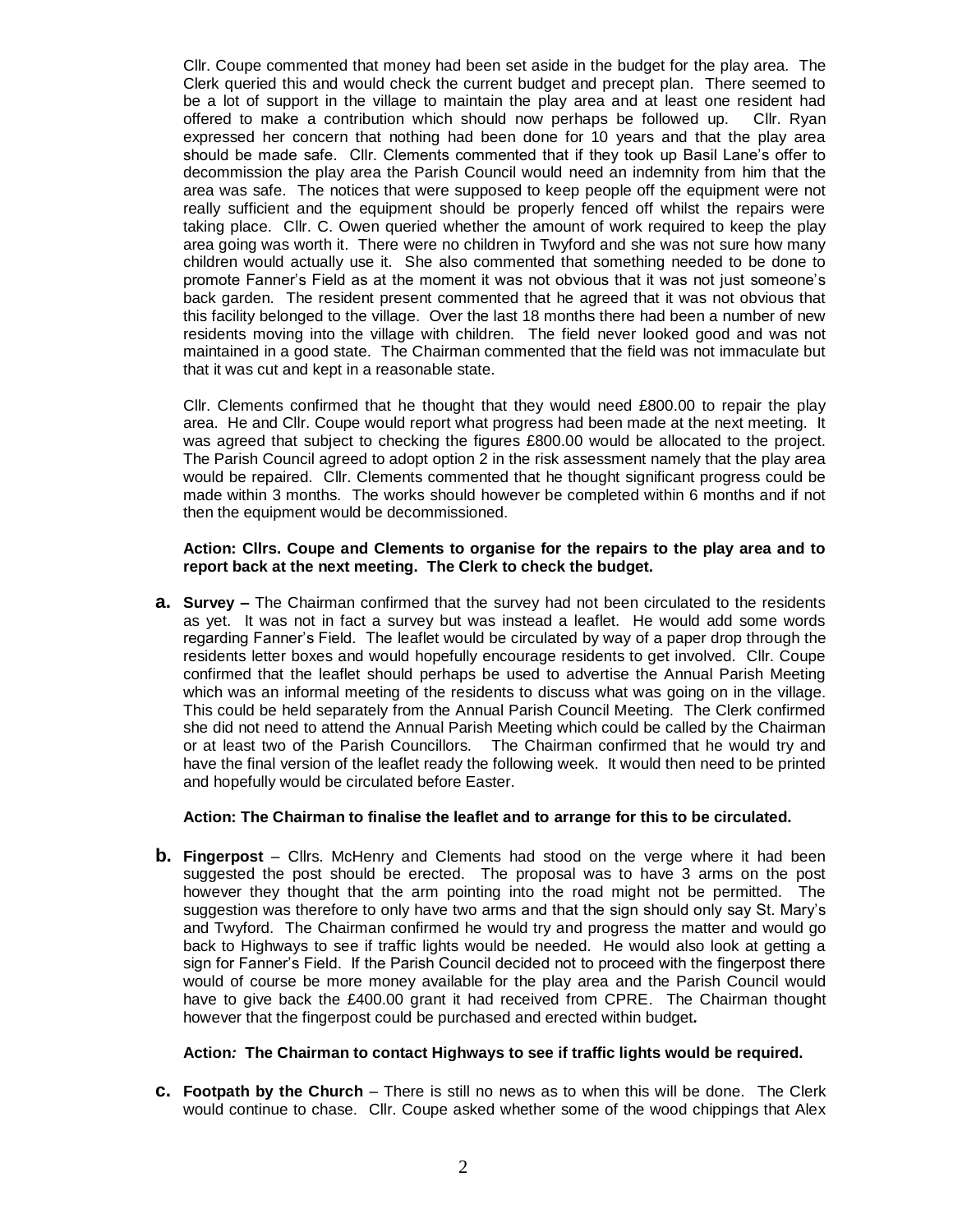Cllr. Coupe commented that money had been set aside in the budget for the play area. The Clerk queried this and would check the current budget and precept plan. There seemed to be a lot of support in the village to maintain the play area and at least one resident had offered to make a contribution which should now perhaps be followed up. Cllr. Ryan expressed her concern that nothing had been done for 10 years and that the play area should be made safe. Cllr. Clements commented that if they took up Basil Lane's offer to decommission the play area the Parish Council would need an indemnity from him that the area was safe. The notices that were supposed to keep people off the equipment were not really sufficient and the equipment should be properly fenced off whilst the repairs were taking place. Cllr. C. Owen queried whether the amount of work required to keep the play area going was worth it. There were no children in Twyford and she was not sure how many children would actually use it. She also commented that something needed to be done to promote Fanner's Field as at the moment it was not obvious that it was not just someone's back garden. The resident present commented that he agreed that it was not obvious that this facility belonged to the village. Over the last 18 months there had been a number of new residents moving into the village with children. The field never looked good and was not maintained in a good state. The Chairman commented that the field was not immaculate but that it was cut and kept in a reasonable state.

Cllr. Clements confirmed that he thought that they would need £800.00 to repair the play area. He and Cllr. Coupe would report what progress had been made at the next meeting. It was agreed that subject to checking the figures £800.00 would be allocated to the project. The Parish Council agreed to adopt option 2 in the risk assessment namely that the play area would be repaired. Cllr. Clements commented that he thought significant progress could be made within 3 months. The works should however be completed within 6 months and if not then the equipment would be decommissioned.

**Action: Cllrs. Coupe and Clements to organise for the repairs to the play area and to report back at the next meeting. The Clerk to check the budget.**

**a. Survey –** The Chairman confirmed that the survey had not been circulated to the residents as yet. It was not in fact a survey but was instead a leaflet. He would add some words regarding Fanner's Field. The leaflet would be circulated by way of a paper drop through the residents letter boxes and would hopefully encourage residents to get involved. Cllr. Coupe confirmed that the leaflet should perhaps be used to advertise the Annual Parish Meeting which was an informal meeting of the residents to discuss what was going on in the village. This could be held separately from the Annual Parish Council Meeting. The Clerk confirmed she did not need to attend the Annual Parish Meeting which could be called by the Chairman or at least two of the Parish Councillors. The Chairman confirmed that he would try and have the final version of the leaflet ready the following week. It would then need to be printed and hopefully would be circulated before Easter.

**Action: The Chairman to finalise the leaflet and to arrange for this to be circulated.**

**b. Fingerpost** – Cllrs. McHenry and Clements had stood on the verge where it had been suggested the post should be erected. The proposal was to have 3 arms on the post however they thought that the arm pointing into the road might not be permitted. The suggestion was therefore to only have two arms and that the sign should only say St. Mary's and Twyford. The Chairman confirmed he would try and progress the matter and would go back to Highways to see if traffic lights would be needed. He would also look at getting a sign for Fanner's Field. If the Parish Council decided not to proceed with the fingerpost there would of course be more money available for the play area and the Parish Council would have to give back the £400.00 grant it had received from CPRE. The Chairman thought however that the fingerpost could be purchased and erected within budget***.***

**Action*:* The Chairman to contact Highways to see if traffic lights would be required.**

**c. Footpath by the Church** – There is still no news as to when this will be done. The Clerk would continue to chase. Cllr. Coupe asked whether some of the wood chippings that Alex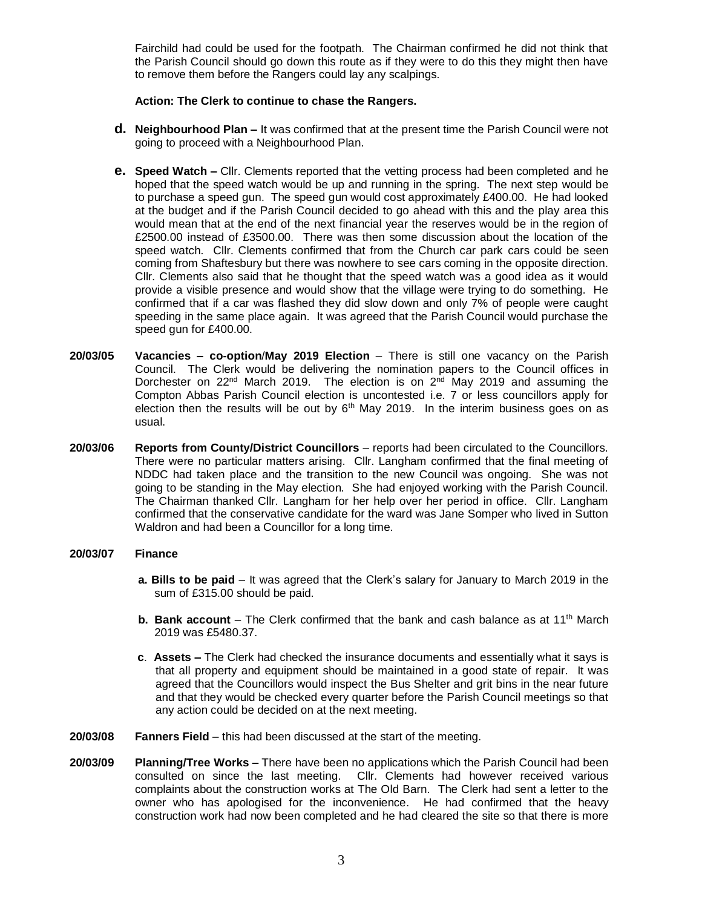Fairchild had could be used for the footpath. The Chairman confirmed he did not think that the Parish Council should go down this route as if they were to do this they might then have to remove them before the Rangers could lay any scalpings.

**Action: The Clerk to continue to chase the Rangers.**

**d. Neighbourhood Plan –** It was confirmed that at the present time the Parish Council were not going to proceed with a Neighbourhood Plan.

**e. Speed Watch –** Cllr. Clements reported that the vetting process had been completed and he hoped that the speed watch would be up and running in the spring. The next step would be to purchase a speed gun. The speed gun would cost approximately £400.00. He had looked at the budget and if the Parish Council decided to go ahead with this and the play area this would mean that at the end of the next financial year the reserves would be in the region of £2500.00 instead of £3500.00. There was then some discussion about the location of the speed watch. Cllr. Clements confirmed that from the Church car park cars could be seen coming from Shaftesbury but there was nowhere to see cars coming in the opposite direction. Cllr. Clements also said that he thought that the speed watch was a good idea as it would provide a visible presence and would show that the village were trying to do something. He confirmed that if a car was flashed they did slow down and only 7% of people were caught speeding in the same place again. It was agreed that the Parish Council would purchase the speed gun for £400.00.

**20/03/05 Vacancies – co-option/May 2019 Election** – There is still one vacancy on the Parish Council. The Clerk would be delivering the nomination papers to the Council offices in Dorchester on 22nd March 2019. The election is on 2nd May 2019 and assuming the Compton Abbas Parish Council election is uncontested i.e. 7 or less councillors apply for election then the results will be out by 6th May 2019. In the interim business goes on as usual.

**20/03/06 Reports from County/District Councillors** – reports had been circulated to the Councillors. There were no particular matters arising. Cllr. Langham confirmed that the final meeting of NDDC had taken place and the transition to the new Council was ongoing. She was not going to be standing in the May election. She had enjoyed working with the Parish Council. The Chairman thanked Cllr. Langham for her help over her period in office. Cllr. Langham confirmed that the conservative candidate for the ward was Jane Somper who lived in Sutton Waldron and had been a Councillor for a long time.

**20/03/07 Finance**

**a. Bills to be paid** – It was agreed that the Clerk's salary for January to March 2019 in the sum of £315.00 should be paid.

**b. Bank account** – The Clerk confirmed that the bank and cash balance as at 11th March 2019 was £5480.37.

**c. Assets –** The Clerk had checked the insurance documents and essentially what it says is that all property and equipment should be maintained in a good state of repair. It was agreed that the Councillors would inspect the Bus Shelter and grit bins in the near future and that they would be checked every quarter before the Parish Council meetings so that any action could be decided on at the next meeting.

**20/03/08 Fanners Field** – this had been discussed at the start of the meeting.

**20/03/09 Planning/Tree Works –** There have been no applications which the Parish Council had been consulted on since the last meeting. Cllr. Clements had however received various complaints about the construction works at The Old Barn. The Clerk had sent a letter to the owner who has apologised for the inconvenience. He had confirmed that the heavy construction work had now been completed and he had cleared the site so that there is more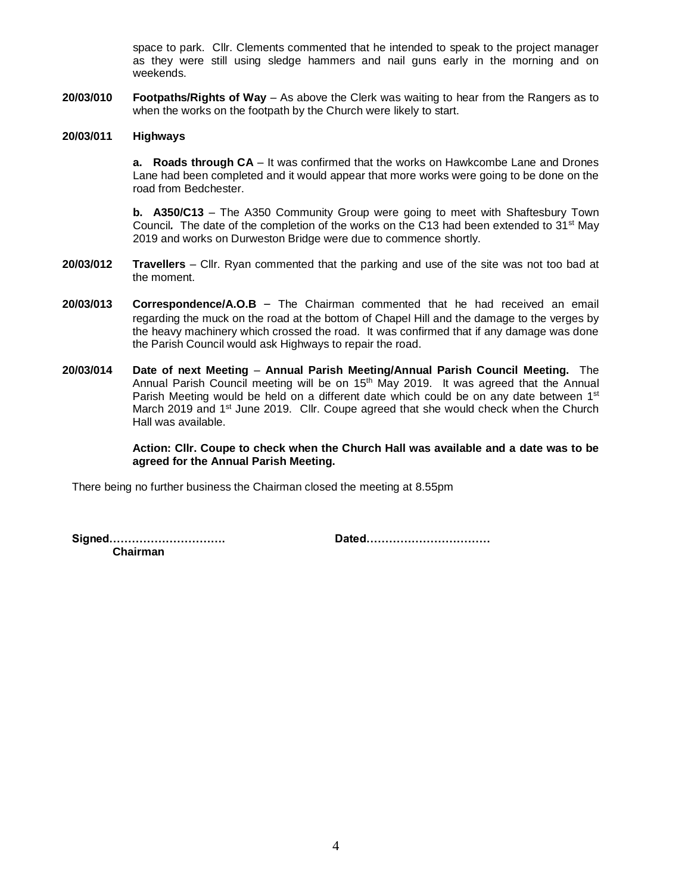space to park. Cllr. Clements commented that he intended to speak to the project manager as they were still using sledge hammers and nail guns early in the morning and on weekends.

**20/03/010** **Footpaths/Rights of Way** – As above the Clerk was waiting to hear from the Rangers as to when the works on the footpath by the Church were likely to start.

**20/03/011** **Highways**

**a. Roads through CA** – It was confirmed that the works on Hawkcombe Lane and Drones Lane had been completed and it would appear that more works were going to be done on the road from Bedchester.

**b. A350/C13** – The A350 Community Group were going to meet with Shaftesbury Town Council. The date of the completion of the works on the C13 had been extended to 31st May 2019 and works on Durweston Bridge were due to commence shortly.

**20/03/012** **Travellers** – Cllr. Ryan commented that the parking and use of the site was not too bad at the moment.

**20/03/013** **Correspondence/A.O.B** – The Chairman commented that he had received an email regarding the muck on the road at the bottom of Chapel Hill and the damage to the verges by the heavy machinery which crossed the road. It was confirmed that if any damage was done the Parish Council would ask Highways to repair the road.

**20/03/014** **Date of next Meeting** – **Annual Parish Meeting/Annual Parish Council Meeting.** The Annual Parish Council meeting will be on 15th May 2019. It was agreed that the Annual Parish Meeting would be held on a different date which could be on any date between 1st March 2019 and 1st June 2019. Cllr. Coupe agreed that she would check when the Church Hall was available.

**Action: Cllr. Coupe to check when the Church Hall was available and a date was to be agreed for the Annual Parish Meeting.**

There being no further business the Chairman closed the meeting at 8.55pm

**Signed…………………………** **Dated……………………………**
**Chairman**